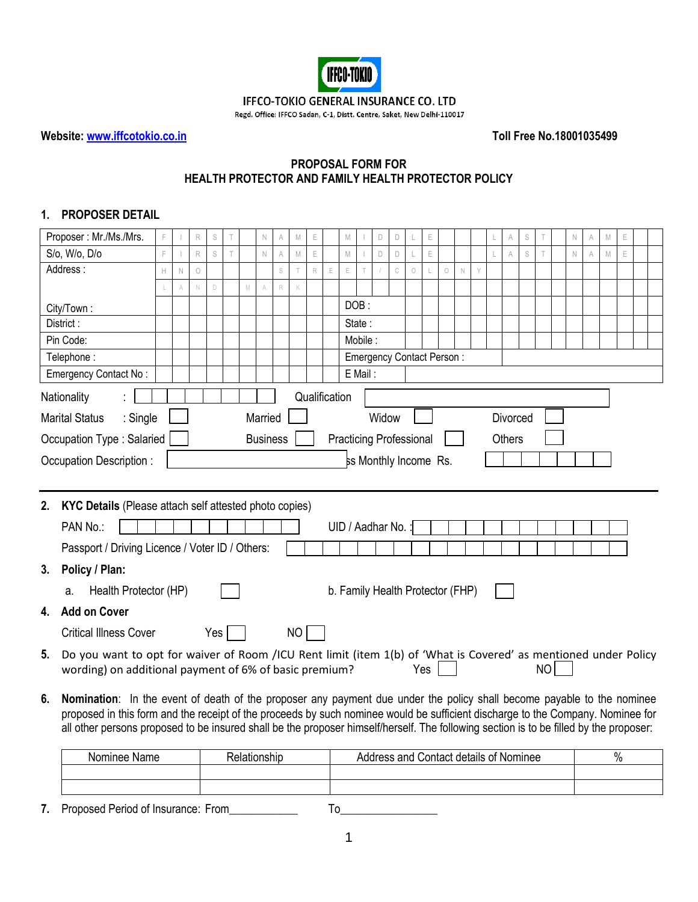IFFCO-TOKIO

IFFCO-TOKIO GENERAL INSURANCE CO. LTD

Regd. Office: IFFCO Sadan, C-1, Distt. Centre, Saket, New Delhi-110017

**Website: www.iffcotokio.co.in** **Toll Free No.18001035499**

## PROPOSAL FORM FOR
## HEALTH PROTECTOR AND FAMILY HEALTH PROTECTOR POLICY

### 1. PROPOSER DETAIL

| | | | |
|---|---|---|---|
| Proposer : Mr./Ms./Mrs. | FIRST NAME MIDDLE LAST NAME | | |
| S/o, W/o, D/o | FIRST NAME MIDDLE LAST NAME | | |
| Address : | H NO STREET / COLONY | | |
| | LAND MARK | | |
| City/Town : | | DOB : | |
| District : | | State : | |
| Pin Code: | | Mobile : | |
| Telephone : | | Emergency Contact Person : | |
| Emergency Contact No : | | E Mail : | |

Nationality : ☐ Qualification ☐

Marital Status : Single ☐ Married ☐ Widow ☐ Divorced ☐

Occupation Type : Salaried ☐ Business ☐ Practicing Professional ☐ Others ☐

Occupation Description : ☐ ss Monthly Income Rs. ☐

### 2. KYC Details (Please attach self attested photo copies)

PAN No.: ☐ UID / Aadhar No. : ☐

Passport / Driving Licence / Voter ID / Others: ☐

### 3. Policy / Plan:

a. Health Protector (HP) ☐ b. Family Health Protector (FHP) ☐

### 4. Add on Cover

Critical Illness Cover Yes ☐ NO ☐

**5.** Do you want to opt for waiver of Room /ICU Rent limit (item 1(b) of 'What is Covered' as mentioned under Policy wording) on additional payment of 6% of basic premium? Yes ☐ NO ☐

**6. Nomination**: In the event of death of the proposer any payment due under the policy shall become payable to the nominee proposed in this form and the receipt of the proceeds by such nominee would be sufficient discharge to the Company. Nominee for all other persons proposed to be insured shall be the proposer himself/herself. The following section is to be filled by the proposer:

| Nominee Name | Relationship | Address and Contact details of Nominee | % |
|---|---|---|---|
| | | | |
| | | | |

**7.** Proposed Period of Insurance: From____________ To_________________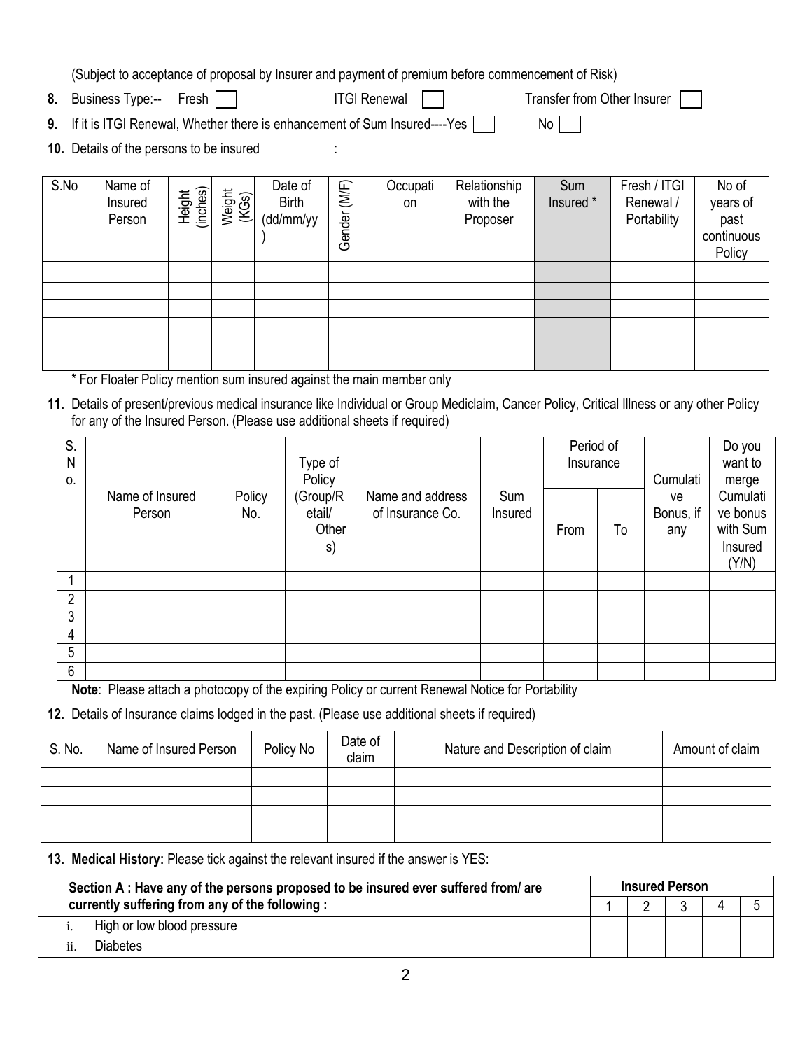(Subject to acceptance of proposal by Insurer and payment of premium before commencement of Risk)

**8.** Business Type:-- Fresh [ ]  ITGI Renewal [ ]  Transfer from Other Insurer [ ]

**9.** If it is ITGI Renewal, Whether there is enhancement of Sum Insured----Yes [ ]  No [ ]

**10.** Details of the persons to be insured :

| S.No | Name of Insured Person | Height (inches) | Weight (KGs) | Date of Birth (dd/mm/yy) | Gender (M/F) | Occupation | Relationship with the Proposer | Sum Insured * | Fresh / ITGI Renewal / Portability | No of years of past continuous Policy |
|---|---|---|---|---|---|---|---|---|---|---|
| | | | | | | | | | | |
| | | | | | | | | | | |
| | | | | | | | | | | |
| | | | | | | | | | | |
| | | | | | | | | | | |
| | | | | | | | | | | |

* For Floater Policy mention sum insured against the main member only

**11.** Details of present/previous medical insurance like Individual or Group Mediclaim, Cancer Policy, Critical Illness or any other Policy for any of the Insured Person. (Please use additional sheets if required)

| S. No. | Name of Insured Person | Policy No. | Type of Policy (Group/Retail/ Others) | Name and address of Insurance Co. | Sum Insured | Period of Insurance | | Cumulative Bonus, if any | Do you want to merge Cumulative bonus with Sum Insured (Y/N) |
|---|---|---|---|---|---|---|---|---|---|
| | | | | | | From | To | | |
| 1 | | | | | | | | | |
| 2 | | | | | | | | | |
| 3 | | | | | | | | | |
| 4 | | | | | | | | | |
| 5 | | | | | | | | | |
| 6 | | | | | | | | | |

**Note**: Please attach a photocopy of the expiring Policy or current Renewal Notice for Portability

**12.** Details of Insurance claims lodged in the past. (Please use additional sheets if required)

| S. No. | Name of Insured Person | Policy No | Date of claim | Nature and Description of claim | Amount of claim |
|---|---|---|---|---|---|
| | | | | | |
| | | | | | |
| | | | | | |
| | | | | | |

**13. Medical History:** Please tick against the relevant insured if the answer is YES:

| **Section A : Have any of the persons proposed to be insured ever suffered from/ are currently suffering from any of the following :** | **Insured Person** | | | | |
|---|---|---|---|---|---|
| | 1 | 2 | 3 | 4 | 5 |
| i. High or low blood pressure | | | | | |
| ii. Diabetes | | | | | |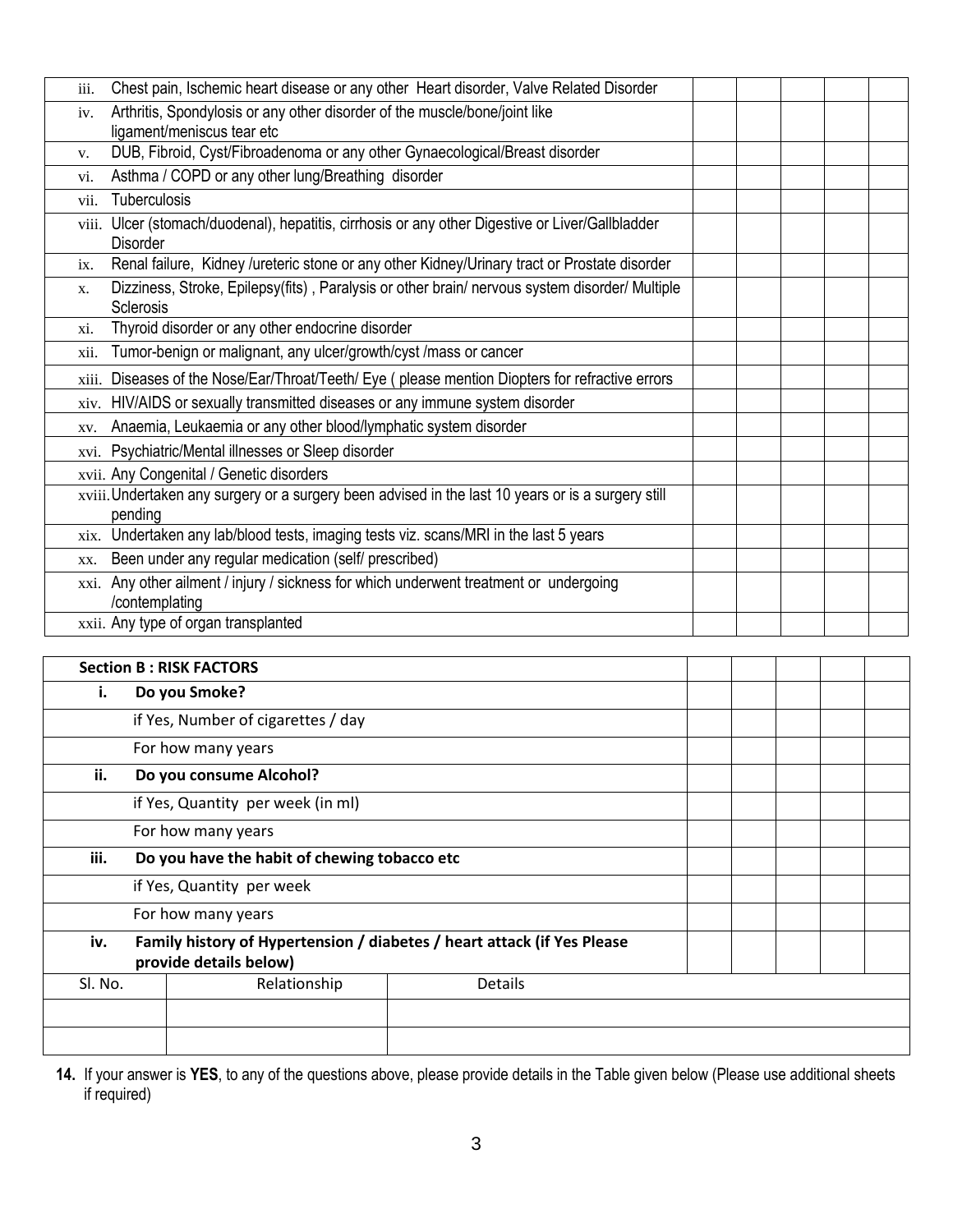| | | | | | |
|---|---|---|---|---|---|
| iii. Chest pain, Ischemic heart disease or any other Heart disorder, Valve Related Disorder | | | | | |
| iv. Arthritis, Spondylosis or any other disorder of the muscle/bone/joint like ligament/meniscus tear etc | | | | | |
| v. DUB, Fibroid, Cyst/Fibroadenoma or any other Gynaecological/Breast disorder | | | | | |
| vi. Asthma / COPD or any other lung/Breathing disorder | | | | | |
| vii. Tuberculosis | | | | | |
| viii. Ulcer (stomach/duodenal), hepatitis, cirrhosis or any other Digestive or Liver/Gallbladder Disorder | | | | | |
| ix. Renal failure, Kidney /ureteric stone or any other Kidney/Urinary tract or Prostate disorder | | | | | |
| x. Dizziness, Stroke, Epilepsy(fits) , Paralysis or other brain/ nervous system disorder/ Multiple Sclerosis | | | | | |
| xi. Thyroid disorder or any other endocrine disorder | | | | | |
| xii. Tumor-benign or malignant, any ulcer/growth/cyst /mass or cancer | | | | | |
| xiii. Diseases of the Nose/Ear/Throat/Teeth/ Eye ( please mention Diopters for refractive errors | | | | | |
| xiv. HIV/AIDS or sexually transmitted diseases or any immune system disorder | | | | | |
| xv. Anaemia, Leukaemia or any other blood/lymphatic system disorder | | | | | |
| xvi. Psychiatric/Mental illnesses or Sleep disorder | | | | | |
| xvii. Any Congenital / Genetic disorders | | | | | |
| xviii. Undertaken any surgery or a surgery been advised in the last 10 years or is a surgery still pending | | | | | |
| xix. Undertaken any lab/blood tests, imaging tests viz. scans/MRI in the last 5 years | | | | | |
| xx. Been under any regular medication (self/ prescribed) | | | | | |
| xxi. Any other ailment / injury / sickness for which underwent treatment or undergoing /contemplating | | | | | |
| xxii. Any type of organ transplanted | | | | | |

| **Section B : RISK FACTORS** | | | | | |
|---|---|---|---|---|---|
| **i. Do you Smoke?** | | | | | |
| if Yes, Number of cigarettes / day | | | | | |
| For how many years | | | | | |
| **ii. Do you consume Alcohol?** | | | | | |
| if Yes, Quantity per week (in ml) | | | | | |
| For how many years | | | | | |
| **iii. Do you have the habit of chewing tobacco etc** | | | | | |
| if Yes, Quantity per week | | | | | |
| For how many years | | | | | |
| **iv. Family history of Hypertension / diabetes / heart attack (if Yes Please provide details below)** | | | | | |

| Sl. No. | Relationship | Details |
|---|---|---|
| | | |
| | | |

**14.** If your answer is **YES**, to any of the questions above, please provide details in the Table given below (Please use additional sheets if required)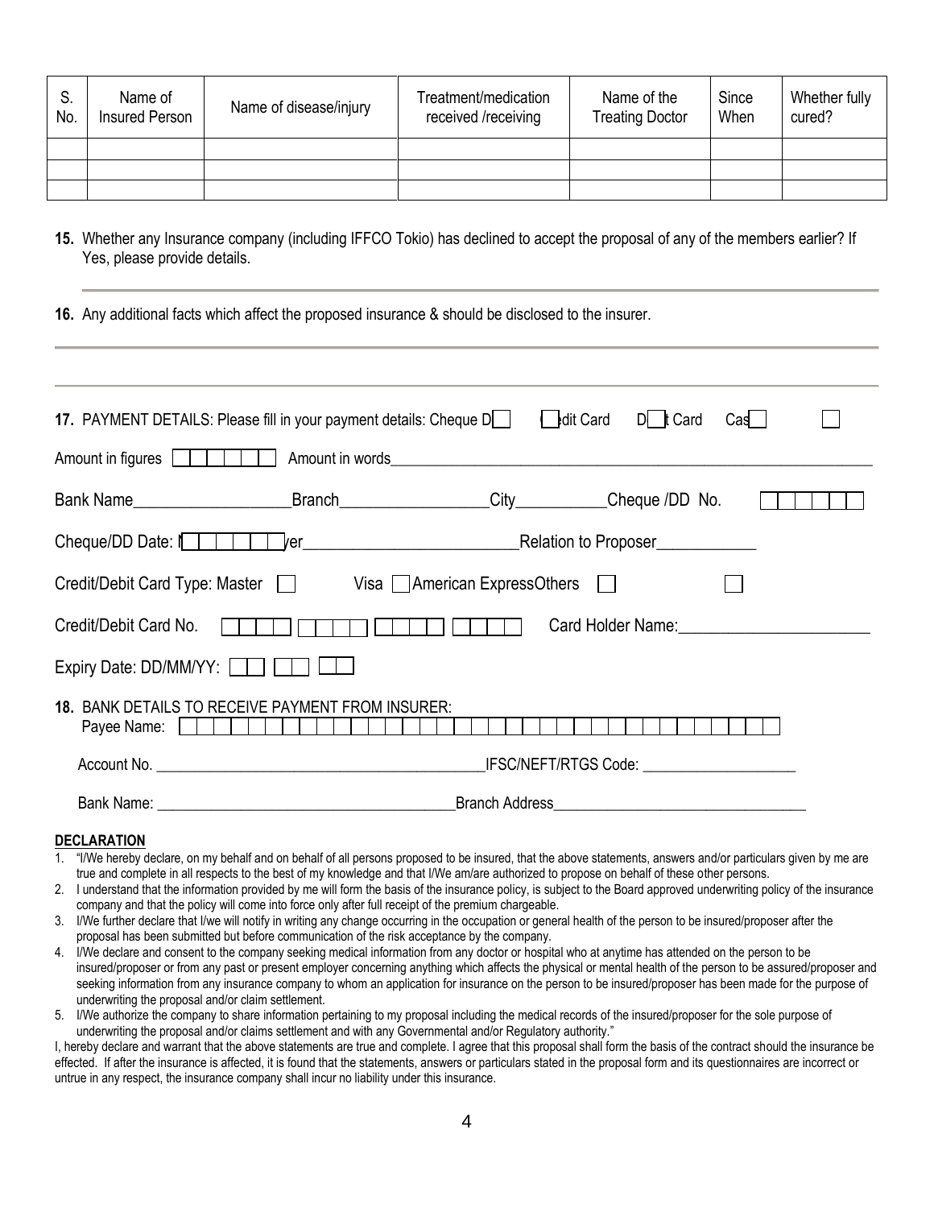| S. No. | Name of Insured Person | Name of disease/injury | Treatment/medication received /receiving | Name of the Treating Doctor | Since When | Whether fully cured? |
|---|---|---|---|---|---|---|
| | | | | | | |
| | | | | | | |
| | | | | | | |

**15.** Whether any Insurance company (including IFFCO Tokio) has declined to accept the proposal of any of the members earlier? If Yes, please provide details.

---

**16.** Any additional facts which affect the proposed insurance & should be disclosed to the insurer.

---

---

**17.** PAYMENT DETAILS: Please fill in your payment details: Cheque D☐ ☐ edit Card D☐ t Card Cas☐ ☐

Amount in figures ☐☐☐☐☐☐ Amount in words____________________________________________

Bank Name___________________Branch_________________City___________Cheque /DD No. ☐☐☐☐☐☐

Cheque/DD Date: ☐☐☐☐☐☐ yer__________________________Relation to Proposer____________

Credit/Debit Card Type: Master ☐ Visa ☐ American ExpressOthers ☐ ☐

Credit/Debit Card No. ☐☐☐☐ ☐☐☐☐ ☐☐☐☐ ☐☐☐☐ Card Holder Name:_______________________

Expiry Date: DD/MM/YY: ☐☐ ☐☐ ☐☐

**18.** BANK DETAILS TO RECEIVE PAYMENT FROM INSURER:
Payee Name: ☐☐☐☐☐☐☐☐☐☐☐☐☐☐☐☐☐☐☐☐☐☐☐☐☐☐☐☐☐☐☐☐☐☐☐

Account No. ___________________________________________IFSC/NEFT/RTGS Code: ____________________

Bank Name: ______________________________________Branch Address_________________________________

**DECLARATION**

1. "I/We hereby declare, on my behalf and on behalf of all persons proposed to be insured, that the above statements, answers and/or particulars given by me are true and complete in all respects to the best of my knowledge and that I/We am/are authorized to propose on behalf of these other persons.
2. I understand that the information provided by me will form the basis of the insurance policy, is subject to the Board approved underwriting policy of the insurance company and that the policy will come into force only after full receipt of the premium chargeable.
3. I/We further declare that I/we will notify in writing any change occurring in the occupation or general health of the person to be insured/proposer after the proposal has been submitted but before communication of the risk acceptance by the company.
4. I/We declare and consent to the company seeking medical information from any doctor or hospital who at anytime has attended on the person to be insured/proposer or from any past or present employer concerning anything which affects the physical or mental health of the person to be assured/proposer and seeking information from any insurance company to whom an application for insurance on the person to be insured/proposer has been made for the purpose of underwriting the proposal and/or claim settlement.
5. I/We authorize the company to share information pertaining to my proposal including the medical records of the insured/proposer for the sole purpose of underwriting the proposal and/or claims settlement and with any Governmental and/or Regulatory authority."

I, hereby declare and warrant that the above statements are true and complete. I agree that this proposal shall form the basis of the contract should the insurance be effected. If after the insurance is affected, it is found that the statements, answers or particulars stated in the proposal form and its questionnaires are incorrect or untrue in any respect, the insurance company shall incur no liability under this insurance.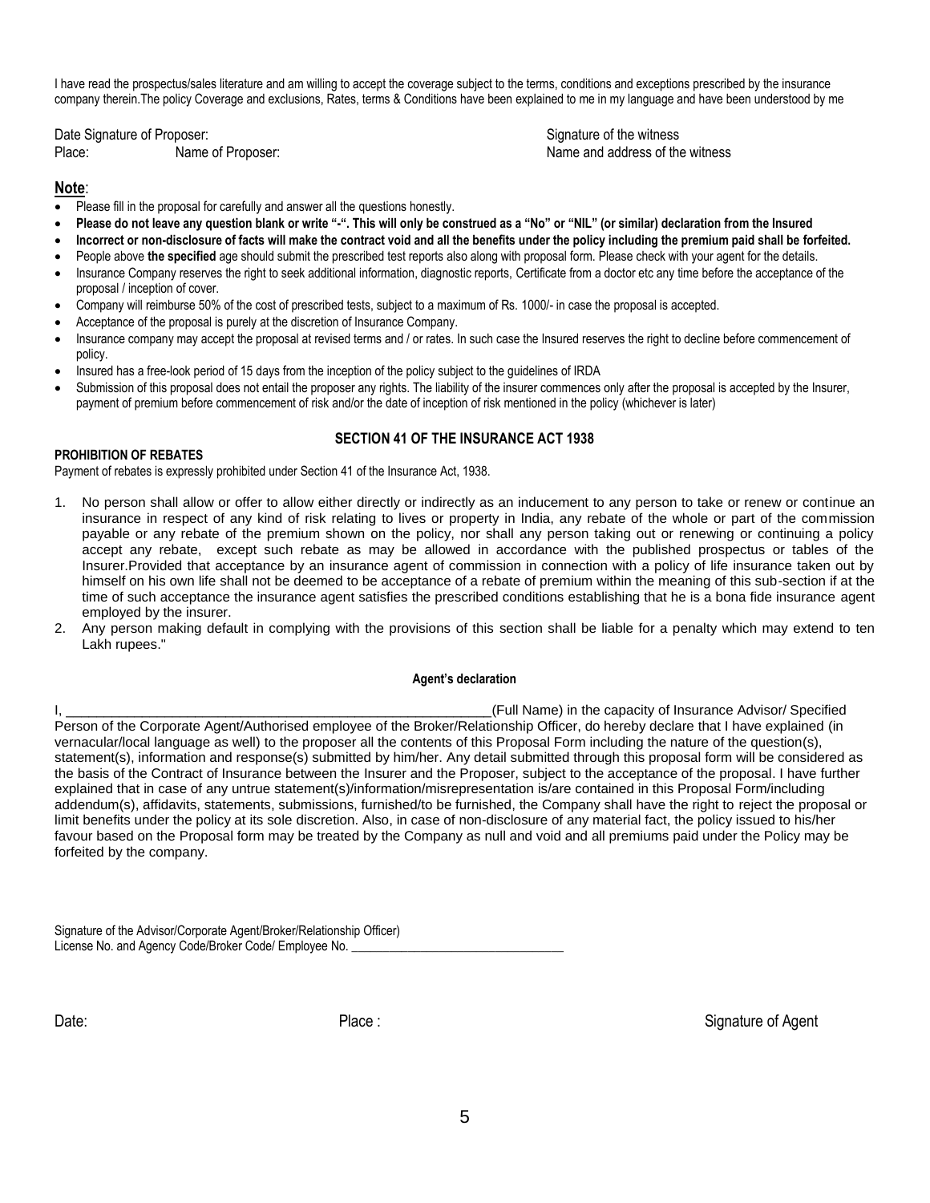I have read the prospectus/sales literature and am willing to accept the coverage subject to the terms, conditions and exceptions prescribed by the insurance company therein.The policy Coverage and exclusions, Rates, terms & Conditions have been explained to me in my language and have been understood by me

Date Signature of Proposer: Signature of the witness
Place: Name of Proposer: Name and address of the witness

## Note:

- Please fill in the proposal for carefully and answer all the questions honestly.
- **Please do not leave any question blank or write "-". This will only be construed as a "No" or "NIL" (or similar) declaration from the Insured**
- **Incorrect or non-disclosure of facts will make the contract void and all the benefits under the policy including the premium paid shall be forfeited.**
- People above **the specified** age should submit the prescribed test reports also along with proposal form. Please check with your agent for the details.
- Insurance Company reserves the right to seek additional information, diagnostic reports, Certificate from a doctor etc any time before the acceptance of the proposal / inception of cover.
- Company will reimburse 50% of the cost of prescribed tests, subject to a maximum of Rs. 1000/- in case the proposal is accepted.
- Acceptance of the proposal is purely at the discretion of Insurance Company.
- Insurance company may accept the proposal at revised terms and / or rates. In such case the Insured reserves the right to decline before commencement of policy.
- Insured has a free-look period of 15 days from the inception of the policy subject to the guidelines of IRDA
- Submission of this proposal does not entail the proposer any rights. The liability of the insurer commences only after the proposal is accepted by the Insurer, payment of premium before commencement of risk and/or the date of inception of risk mentioned in the policy (whichever is later)

## SECTION 41 OF THE INSURANCE ACT 1938

**PROHIBITION OF REBATES**

Payment of rebates is expressly prohibited under Section 41 of the Insurance Act, 1938.

1. No person shall allow or offer to allow either directly or indirectly as an inducement to any person to take or renew or continue an insurance in respect of any kind of risk relating to lives or property in India, any rebate of the whole or part of the commission payable or any rebate of the premium shown on the policy, nor shall any person taking out or renewing or continuing a policy accept any rebate, except such rebate as may be allowed in accordance with the published prospectus or tables of the Insurer.Provided that acceptance by an insurance agent of commission in connection with a policy of life insurance taken out by himself on his own life shall not be deemed to be acceptance of a rebate of premium within the meaning of this sub-section if at the time of such acceptance the insurance agent satisfies the prescribed conditions establishing that he is a bona fide insurance agent employed by the insurer.
2. Any person making default in complying with the provisions of this section shall be liable for a penalty which may extend to ten Lakh rupees."

### Agent's declaration

I, ______________________________________________________(Full Name) in the capacity of Insurance Advisor/ Specified Person of the Corporate Agent/Authorised employee of the Broker/Relationship Officer, do hereby declare that I have explained (in vernacular/local language as well) to the proposer all the contents of this Proposal Form including the nature of the question(s), statement(s), information and response(s) submitted by him/her. Any detail submitted through this proposal form will be considered as the basis of the Contract of Insurance between the Insurer and the Proposer, subject to the acceptance of the proposal. I have further explained that in case of any untrue statement(s)/information/misrepresentation is/are contained in this Proposal Form/including addendum(s), affidavits, statements, submissions, furnished/to be furnished, the Company shall have the right to reject the proposal or limit benefits under the policy at its sole discretion. Also, in case of non-disclosure of any material fact, the policy issued to his/her favour based on the Proposal form may be treated by the Company as null and void and all premiums paid under the Policy may be forfeited by the company.

Signature of the Advisor/Corporate Agent/Broker/Relationship Officer)
License No. and Agency Code/Broker Code/ Employee No. ______________________________

Date: Place : Signature of Agent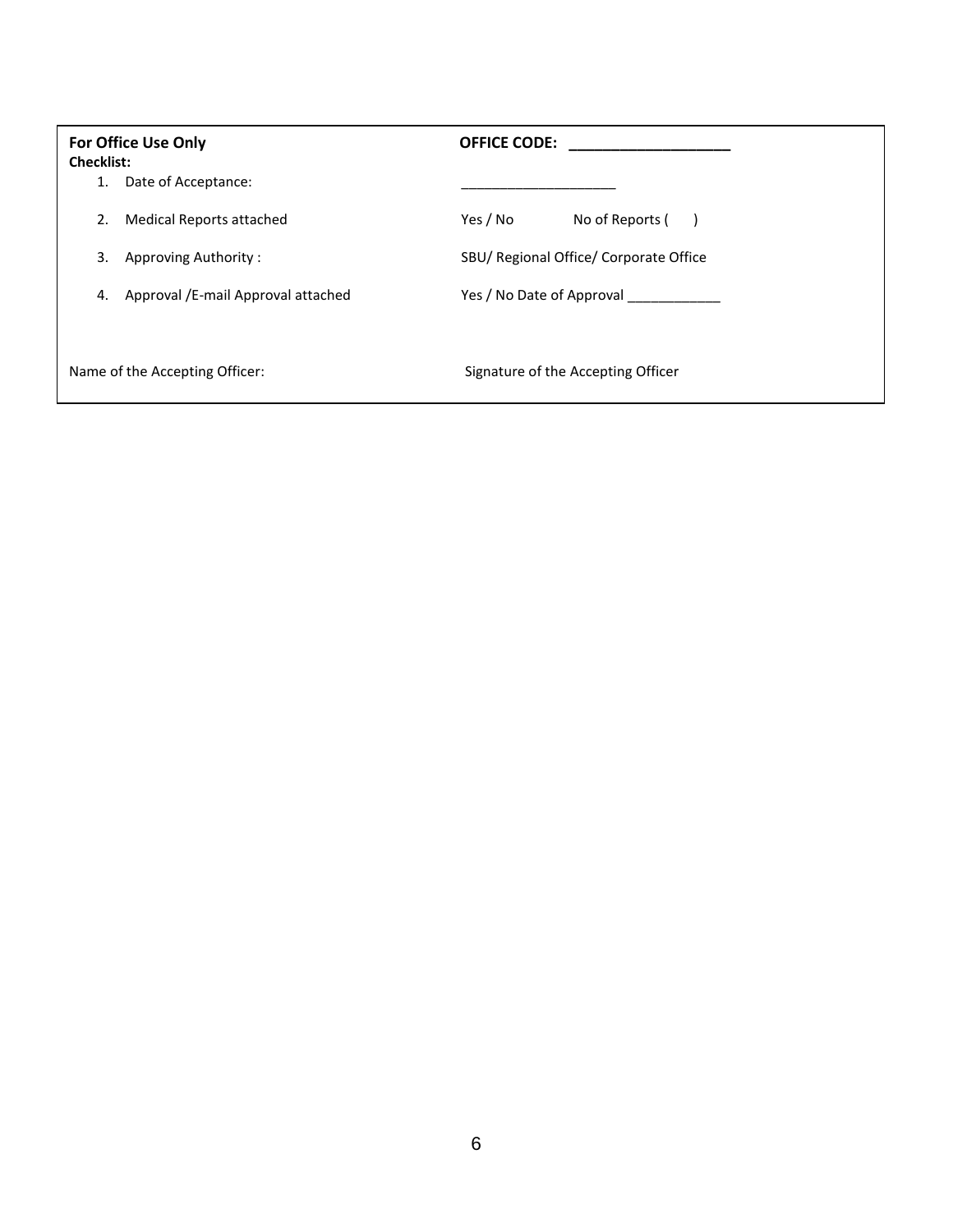**For Office Use Only** **OFFICE CODE: ___________________**

**Checklist:**

| | |
| --- | --- |
| 1. Date of Acceptance: | ____________________ |
| 2. Medical Reports attached | Yes / No No of Reports ( ) |
| 3. Approving Authority : | SBU/ Regional Office/ Corporate Office |
| 4. Approval /E-mail Approval attached | Yes / No Date of Approval ____________ |

Name of the Accepting Officer: Signature of the Accepting Officer